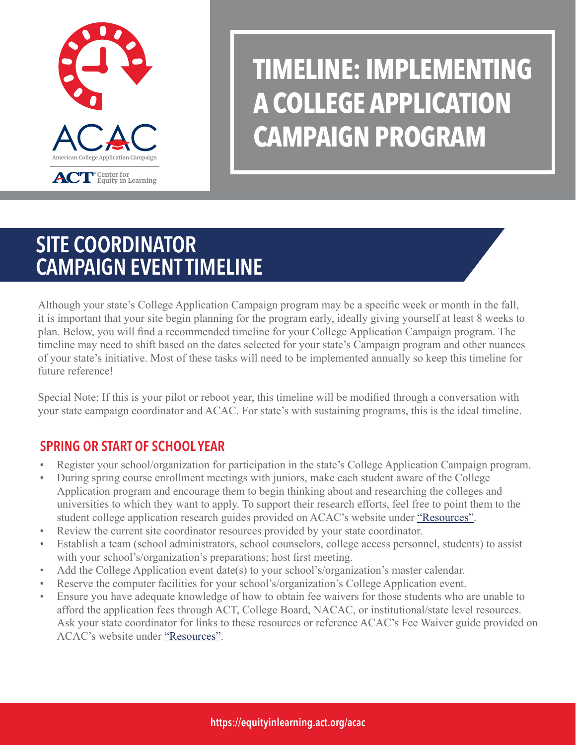ACAC

American College Application Campaign

ACT Center for Equity in Learning

# TIMELINE: IMPLEMENTING A COLLEGE APPLICATION CAMPAIGN PROGRAM

## SITE COORDINATOR CAMPAIGN EVENT TIMELINE

Although your state's College Application Campaign program may be a specific week or month in the fall, it is important that your site begin planning for the program early, ideally giving yourself at least 8 weeks to plan. Below, you will find a recommended timeline for your College Application Campaign program. The timeline may need to shift based on the dates selected for your state's Campaign program and other nuances of your state's initiative. Most of these tasks will need to be implemented annually so keep this timeline for future reference!

Special Note: If this is your pilot or reboot year, this timeline will be modified through a conversation with your state campaign coordinator and ACAC. For state's with sustaining programs, this is the ideal timeline.

### SPRING OR START OF SCHOOL YEAR

- Register your school/organization for participation in the state's College Application Campaign program.
- During spring course enrollment meetings with juniors, make each student aware of the College Application program and encourage them to begin thinking about and researching the colleges and universities to which they want to apply. To support their research efforts, feel free to point them to the student college application research guides provided on ACAC's website under "Resources".
- Review the current site coordinator resources provided by your state coordinator.
- Establish a team (school administrators, school counselors, college access personnel, students) to assist with your school's/organization's preparations; host first meeting.
- Add the College Application event date(s) to your school's/organization's master calendar.
- Reserve the computer facilities for your school's/organization's College Application event.
- Ensure you have adequate knowledge of how to obtain fee waivers for those students who are unable to afford the application fees through ACT, College Board, NACAC, or institutional/state level resources. Ask your state coordinator for links to these resources or reference ACAC's Fee Waiver guide provided on ACAC's website under "Resources".

https://equityinlearning.act.org/acac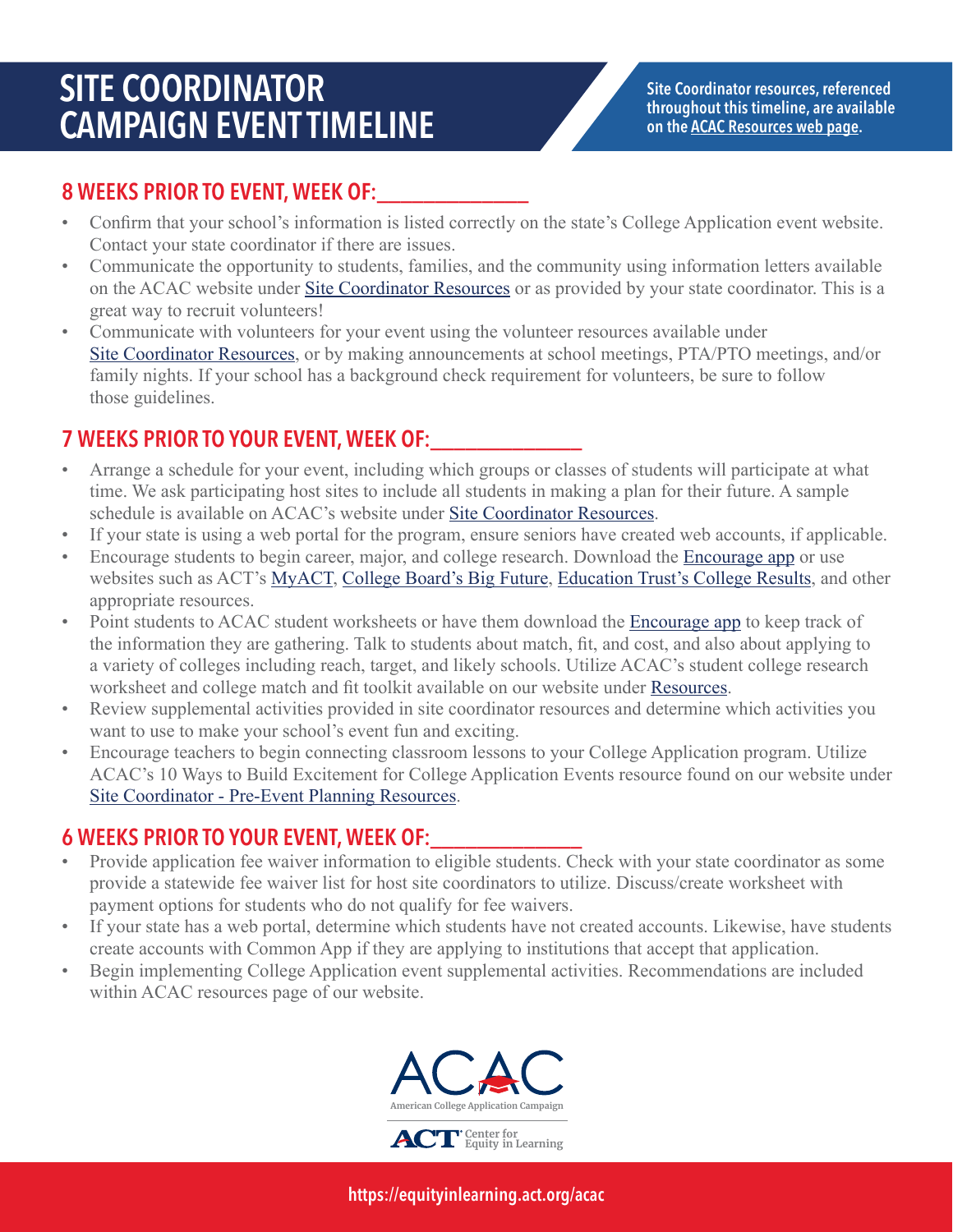# SITE COORDINATOR CAMPAIGN EVENT TIMELINE

Site Coordinator resources, referenced throughout this timeline, are available on the ACAC Resources web page.

## 8 WEEKS PRIOR TO EVENT, WEEK OF:_______________

- Confirm that your school's information is listed correctly on the state's College Application event website. Contact your state coordinator if there are issues.
- Communicate the opportunity to students, families, and the community using information letters available on the ACAC website under Site Coordinator Resources or as provided by your state coordinator. This is a great way to recruit volunteers!
- Communicate with volunteers for your event using the volunteer resources available under Site Coordinator Resources, or by making announcements at school meetings, PTA/PTO meetings, and/or family nights. If your school has a background check requirement for volunteers, be sure to follow those guidelines.

## 7 WEEKS PRIOR TO YOUR EVENT, WEEK OF:_______________

- Arrange a schedule for your event, including which groups or classes of students will participate at what time. We ask participating host sites to include all students in making a plan for their future. A sample schedule is available on ACAC's website under Site Coordinator Resources.
- If your state is using a web portal for the program, ensure seniors have created web accounts, if applicable.
- Encourage students to begin career, major, and college research. Download the Encourage app or use websites such as ACT's MyACT, College Board's Big Future, Education Trust's College Results, and other appropriate resources.
- Point students to ACAC student worksheets or have them download the Encourage app to keep track of the information they are gathering. Talk to students about match, fit, and cost, and also about applying to a variety of colleges including reach, target, and likely schools. Utilize ACAC's student college research worksheet and college match and fit toolkit available on our website under Resources.
- Review supplemental activities provided in site coordinator resources and determine which activities you want to use to make your school's event fun and exciting.
- Encourage teachers to begin connecting classroom lessons to your College Application program. Utilize ACAC's 10 Ways to Build Excitement for College Application Events resource found on our website under Site Coordinator - Pre-Event Planning Resources.

## 6 WEEKS PRIOR TO YOUR EVENT, WEEK OF:_______________

- Provide application fee waiver information to eligible students. Check with your state coordinator as some provide a statewide fee waiver list for host site coordinators to utilize. Discuss/create worksheet with payment options for students who do not qualify for fee waivers.
- If your state has a web portal, determine which students have not created accounts. Likewise, have students create accounts with Common App if they are applying to institutions that accept that application.
- Begin implementing College Application event supplemental activities. Recommendations are included within ACAC resources page of our website.

ACAC
American College Application Campaign

ACT Center for Equity in Learning

https://equityinlearning.act.org/acac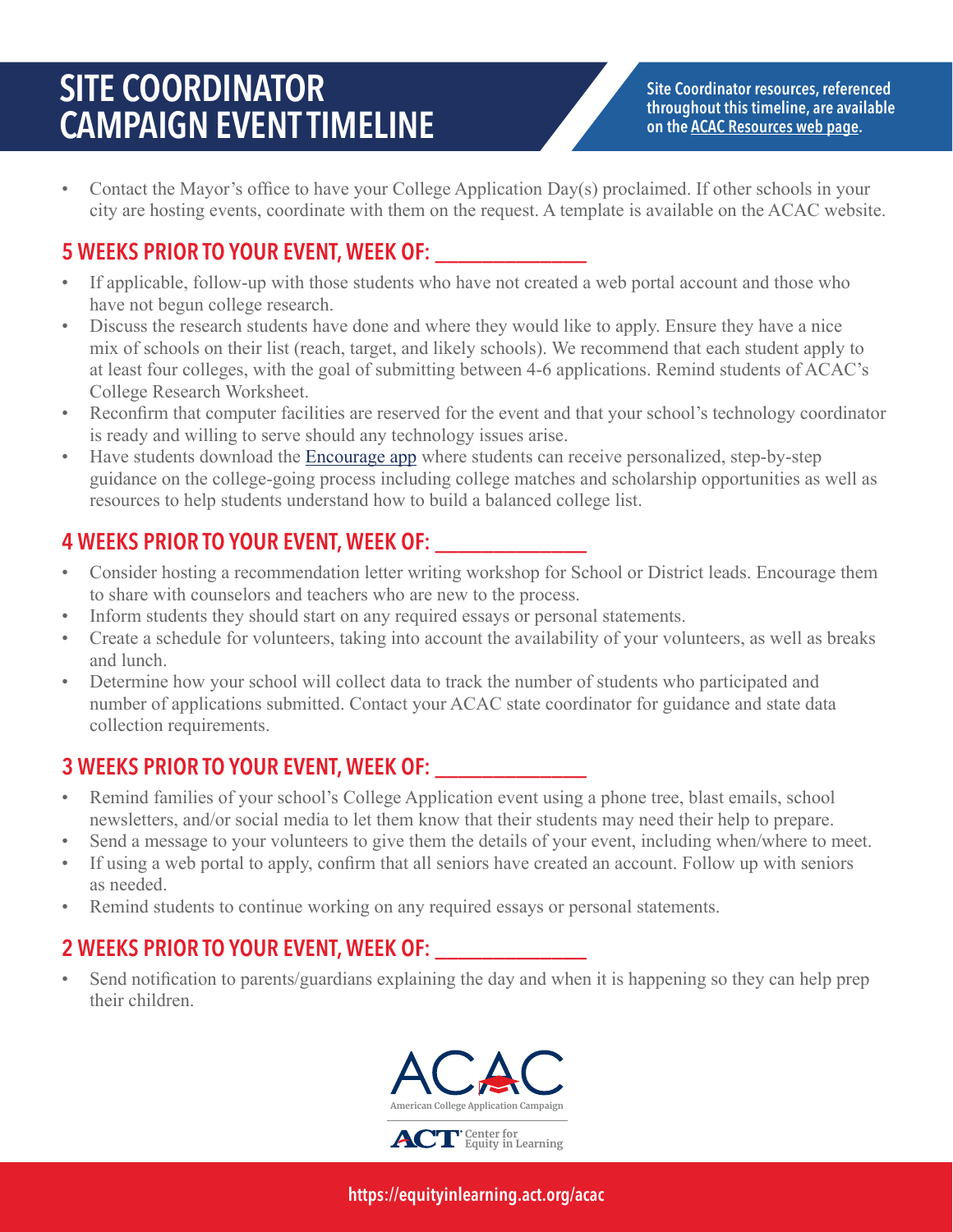# SITE COORDINATOR CAMPAIGN EVENT TIMELINE

**Site Coordinator resources, referenced throughout this timeline, are available on the ACAC Resources web page.**

- Contact the Mayor's office to have your College Application Day(s) proclaimed. If other schools in your city are hosting events, coordinate with them on the request. A template is available on the ACAC website.

## 5 WEEKS PRIOR TO YOUR EVENT, WEEK OF: ______________

- If applicable, follow-up with those students who have not created a web portal account and those who have not begun college research.
- Discuss the research students have done and where they would like to apply. Ensure they have a nice mix of schools on their list (reach, target, and likely schools). We recommend that each student apply to at least four colleges, with the goal of submitting between 4-6 applications. Remind students of ACAC's College Research Worksheet.
- Reconfirm that computer facilities are reserved for the event and that your school's technology coordinator is ready and willing to serve should any technology issues arise.
- Have students download the Encourage app where students can receive personalized, step-by-step guidance on the college-going process including college matches and scholarship opportunities as well as resources to help students understand how to build a balanced college list.

## 4 WEEKS PRIOR TO YOUR EVENT, WEEK OF: ______________

- Consider hosting a recommendation letter writing workshop for School or District leads. Encourage them to share with counselors and teachers who are new to the process.
- Inform students they should start on any required essays or personal statements.
- Create a schedule for volunteers, taking into account the availability of your volunteers, as well as breaks and lunch.
- Determine how your school will collect data to track the number of students who participated and number of applications submitted. Contact your ACAC state coordinator for guidance and state data collection requirements.

## 3 WEEKS PRIOR TO YOUR EVENT, WEEK OF: ______________

- Remind families of your school's College Application event using a phone tree, blast emails, school newsletters, and/or social media to let them know that their students may need their help to prepare.
- Send a message to your volunteers to give them the details of your event, including when/where to meet.
- If using a web portal to apply, confirm that all seniors have created an account. Follow up with seniors as needed.
- Remind students to continue working on any required essays or personal statements.

## 2 WEEKS PRIOR TO YOUR EVENT, WEEK OF: ______________

- Send notification to parents/guardians explaining the day and when it is happening so they can help prep their children.

ACAC American College Application Campaign

ACT Center for Equity in Learning

https://equityinlearning.act.org/acac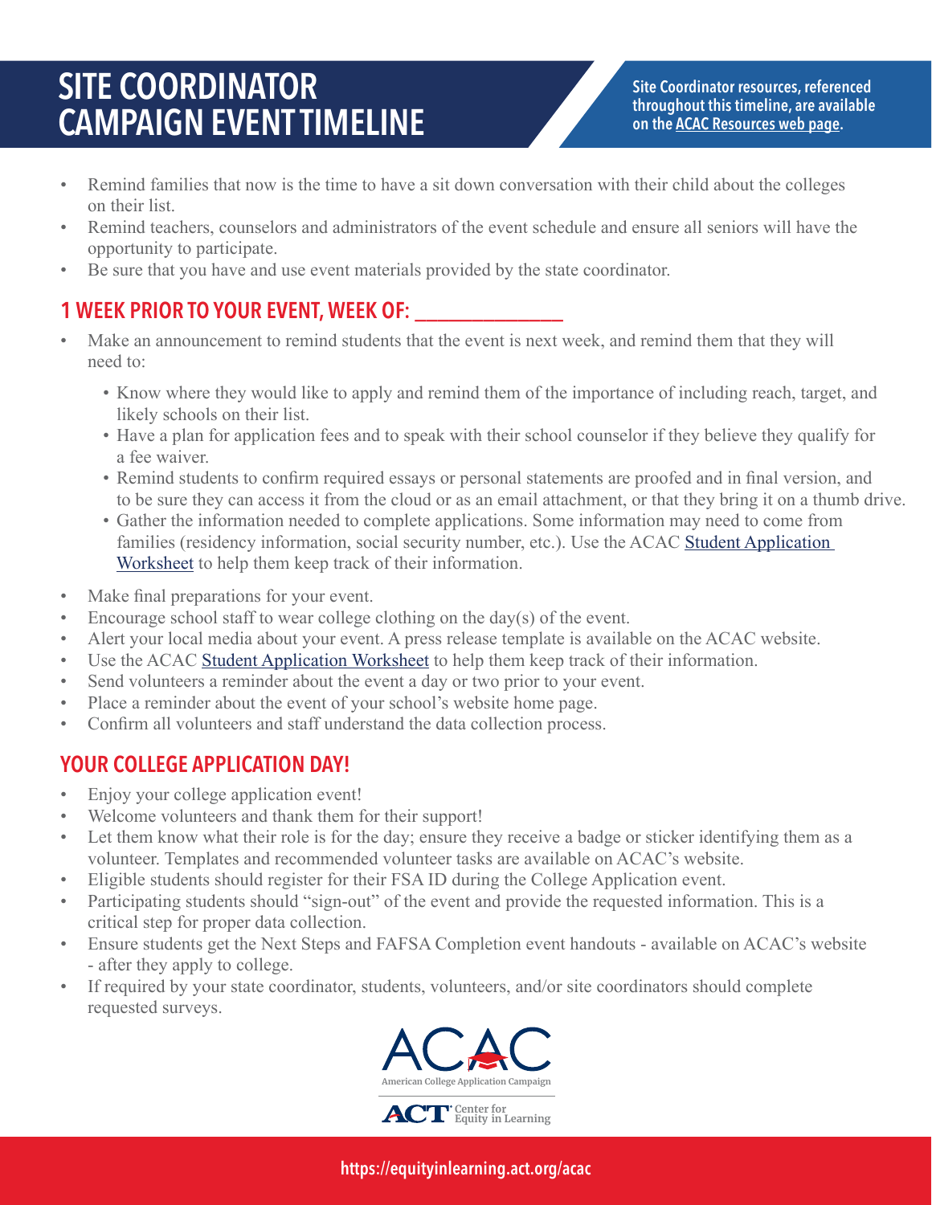# SITE COORDINATOR CAMPAIGN EVENT TIMELINE

**Site Coordinator resources, referenced throughout this timeline, are available on the ACAC Resources web page.**

- Remind families that now is the time to have a sit down conversation with their child about the colleges on their list.
- Remind teachers, counselors and administrators of the event schedule and ensure all seniors will have the opportunity to participate.
- Be sure that you have and use event materials provided by the state coordinator.

## 1 WEEK PRIOR TO YOUR EVENT, WEEK OF: _______________

- Make an announcement to remind students that the event is next week, and remind them that they will need to:
  - Know where they would like to apply and remind them of the importance of including reach, target, and likely schools on their list.
  - Have a plan for application fees and to speak with their school counselor if they believe they qualify for a fee waiver.
  - Remind students to confirm required essays or personal statements are proofed and in final version, and to be sure they can access it from the cloud or as an email attachment, or that they bring it on a thumb drive.
  - Gather the information needed to complete applications. Some information may need to come from families (residency information, social security number, etc.). Use the ACAC Student Application Worksheet to help them keep track of their information.
- Make final preparations for your event.
- Encourage school staff to wear college clothing on the day(s) of the event.
- Alert your local media about your event. A press release template is available on the ACAC website.
- Use the ACAC Student Application Worksheet to help them keep track of their information.
- Send volunteers a reminder about the event a day or two prior to your event.
- Place a reminder about the event of your school's website home page.
- Confirm all volunteers and staff understand the data collection process.

## YOUR COLLEGE APPLICATION DAY!

- Enjoy your college application event!
- Welcome volunteers and thank them for their support!
- Let them know what their role is for the day; ensure they receive a badge or sticker identifying them as a volunteer. Templates and recommended volunteer tasks are available on ACAC's website.
- Eligible students should register for their FSA ID during the College Application event.
- Participating students should "sign-out" of the event and provide the requested information. This is a critical step for proper data collection.
- Ensure students get the Next Steps and FAFSA Completion event handouts - available on ACAC's website - after they apply to college.
- If required by your state coordinator, students, volunteers, and/or site coordinators should complete requested surveys.

ACAC American College Application Campaign

ACT Center for Equity in Learning

https://equityinlearning.act.org/acac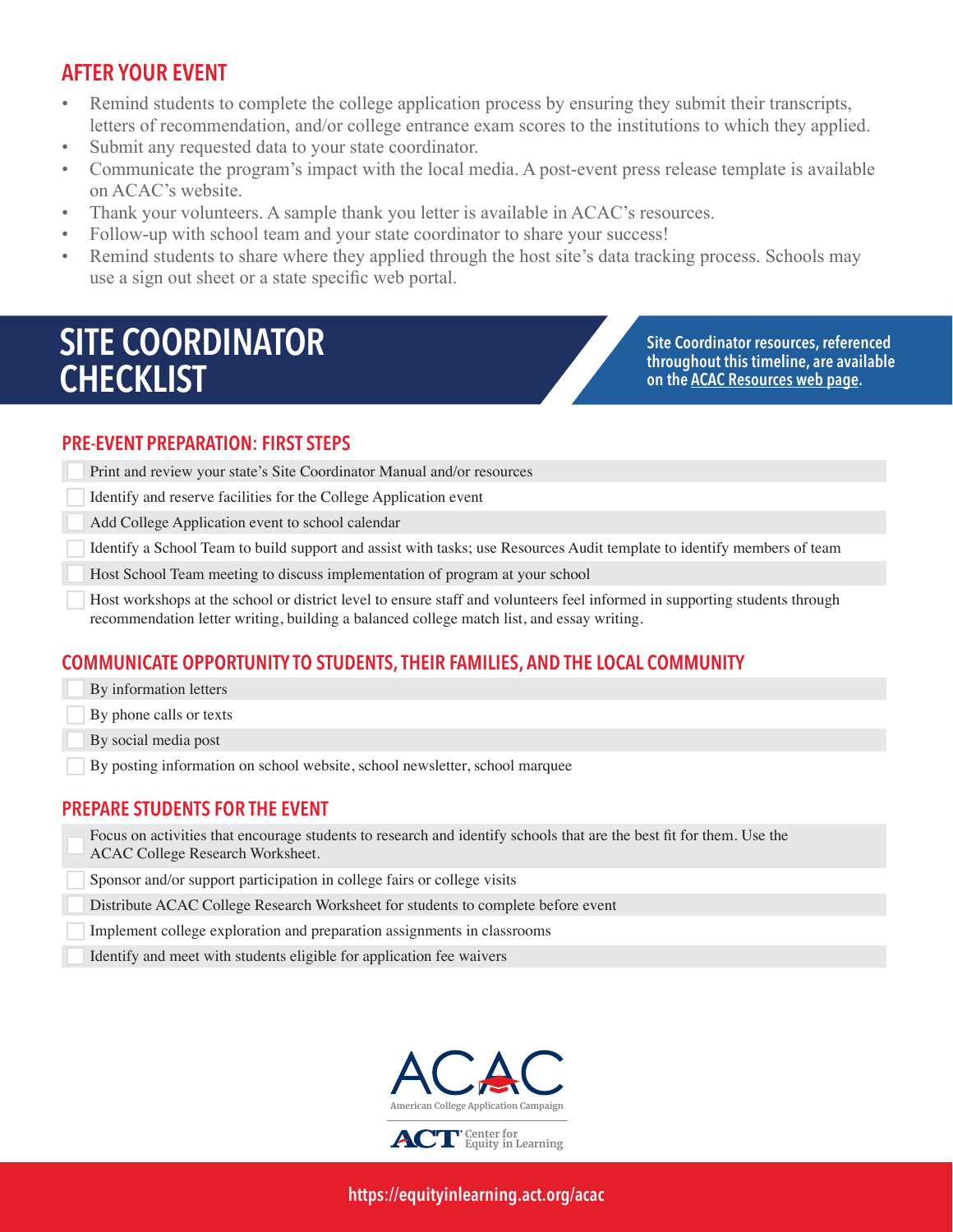## AFTER YOUR EVENT

- Remind students to complete the college application process by ensuring they submit their transcripts, letters of recommendation, and/or college entrance exam scores to the institutions to which they applied.
- Submit any requested data to your state coordinator.
- Communicate the program's impact with the local media. A post-event press release template is available on ACAC's website.
- Thank your volunteers. A sample thank you letter is available in ACAC's resources.
- Follow-up with school team and your state coordinator to share your success!
- Remind students to share where they applied through the host site's data tracking process. Schools may use a sign out sheet or a state specific web portal.

# SITE COORDINATOR CHECKLIST

**Site Coordinator resources, referenced throughout this timeline, are available on the ACAC Resources web page.**

### PRE-EVENT PREPARATION: FIRST STEPS

- [ ] Print and review your state's Site Coordinator Manual and/or resources
- [ ] Identify and reserve facilities for the College Application event
- [ ] Add College Application event to school calendar
- [ ] Identify a School Team to build support and assist with tasks; use Resources Audit template to identify members of team
- [ ] Host School Team meeting to discuss implementation of program at your school
- [ ] Host workshops at the school or district level to ensure staff and volunteers feel informed in supporting students through recommendation letter writing, building a balanced college match list, and essay writing.

### COMMUNICATE OPPORTUNITY TO STUDENTS, THEIR FAMILIES, AND THE LOCAL COMMUNITY

- [ ] By information letters
- [ ] By phone calls or texts
- [ ] By social media post
- [ ] By posting information on school website, school newsletter, school marquee

### PREPARE STUDENTS FOR THE EVENT

- [ ] Focus on activities that encourage students to research and identify schools that are the best fit for them. Use the ACAC College Research Worksheet.
- [ ] Sponsor and/or support participation in college fairs or college visits
- [ ] Distribute ACAC College Research Worksheet for students to complete before event
- [ ] Implement college exploration and preparation assignments in classrooms
- [ ] Identify and meet with students eligible for application fee waivers

ACAC American College Application Campaign

ACT Center for Equity in Learning

https://equityinlearning.act.org/acac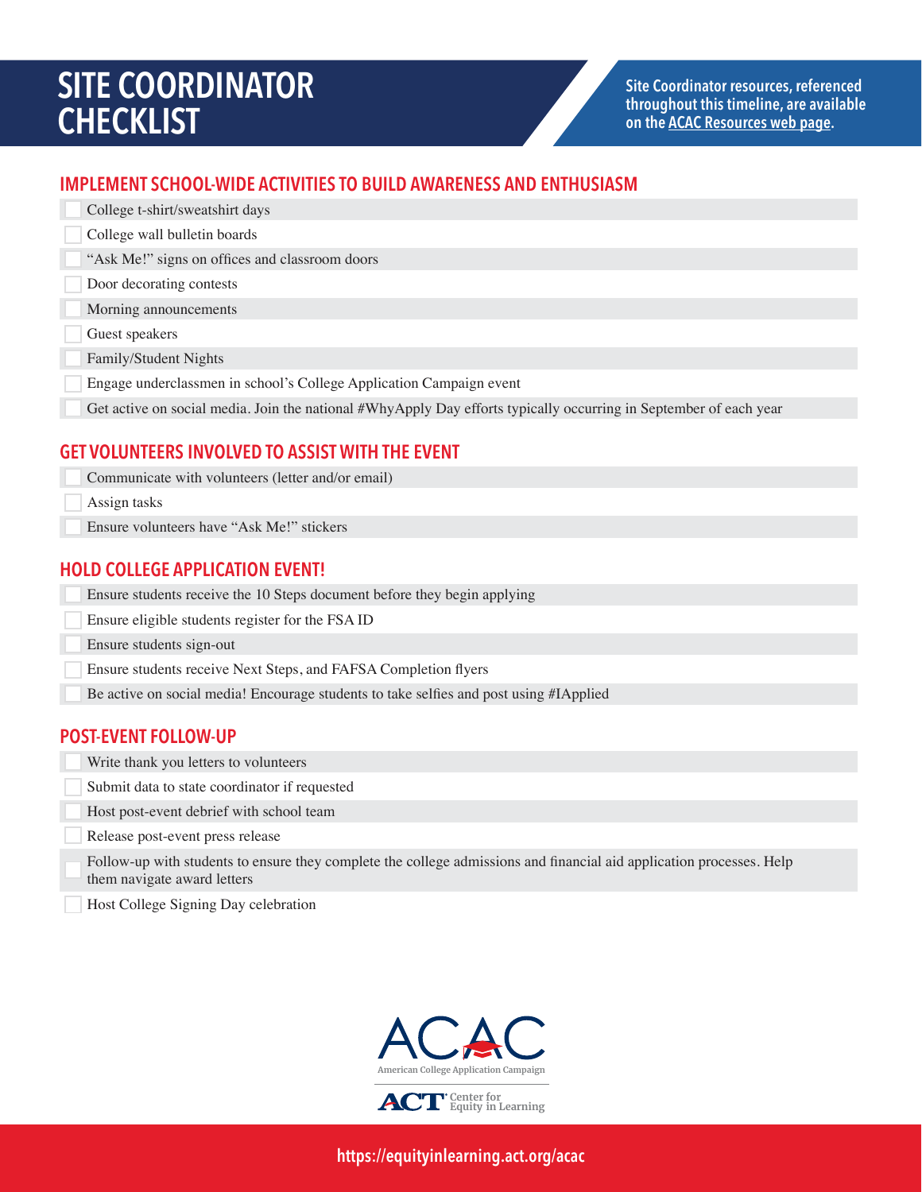# SITE COORDINATOR CHECKLIST

**Site Coordinator resources, referenced throughout this timeline, are available on the ACAC Resources web page.**

## IMPLEMENT SCHOOL-WIDE ACTIVITIES TO BUILD AWARENESS AND ENTHUSIASM

- [ ] College t-shirt/sweatshirt days
- [ ] College wall bulletin boards
- [ ] "Ask Me!" signs on offices and classroom doors
- [ ] Door decorating contests
- [ ] Morning announcements
- [ ] Guest speakers
- [ ] Family/Student Nights
- [ ] Engage underclassmen in school's College Application Campaign event
- [ ] Get active on social media. Join the national #WhyApply Day efforts typically occurring in September of each year

## GET VOLUNTEERS INVOLVED TO ASSIST WITH THE EVENT

- [ ] Communicate with volunteers (letter and/or email)
- [ ] Assign tasks
- [ ] Ensure volunteers have "Ask Me!" stickers

## HOLD COLLEGE APPLICATION EVENT!

- [ ] Ensure students receive the 10 Steps document before they begin applying
- [ ] Ensure eligible students register for the FSA ID
- [ ] Ensure students sign-out
- [ ] Ensure students receive Next Steps, and FAFSA Completion flyers
- [ ] Be active on social media! Encourage students to take selfies and post using #IApplied

## POST-EVENT FOLLOW-UP

- [ ] Write thank you letters to volunteers
- [ ] Submit data to state coordinator if requested
- [ ] Host post-event debrief with school team
- [ ] Release post-event press release
- [ ] Follow-up with students to ensure they complete the college admissions and financial aid application processes. Help them navigate award letters
- [ ] Host College Signing Day celebration

ACAC
American College Application Campaign

ACT Center for Equity in Learning

https://equityinlearning.act.org/acac